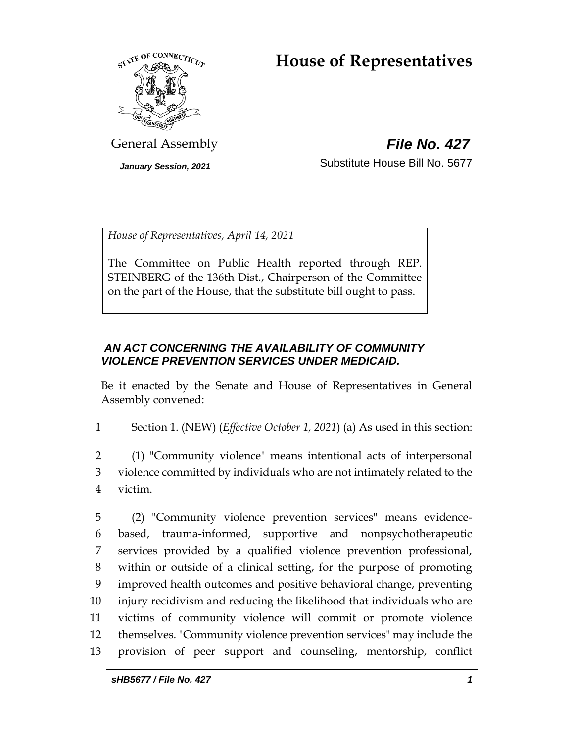# House of Representatives

General Assembly

***File No. 427***

*January Session, 2021*

Substitute House Bill No. 5677

*House of Representatives, April 14, 2021*

The Committee on Public Health reported through REP. STEINBERG of the 136th Dist., Chairperson of the Committee on the part of the House, that the substitute bill ought to pass.

***AN ACT CONCERNING THE AVAILABILITY OF COMMUNITY VIOLENCE PREVENTION SERVICES UNDER MEDICAID.***

Be it enacted by the Senate and House of Representatives in General Assembly convened:

1 Section 1. (NEW) (*Effective October 1, 2021*) (a) As used in this section:

2 (1) "Community violence" means intentional acts of interpersonal
3 violence committed by individuals who are not intimately related to the
4 victim.

5 (2) "Community violence prevention services" means evidence-
6 based, trauma-informed, supportive and nonpsychotherapeutic
7 services provided by a qualified violence prevention professional,
8 within or outside of a clinical setting, for the purpose of promoting
9 improved health outcomes and positive behavioral change, preventing
10 injury recidivism and reducing the likelihood that individuals who are
11 victims of community violence will commit or promote violence
12 themselves. "Community violence prevention services" may include the
13 provision of peer support and counseling, mentorship, conflict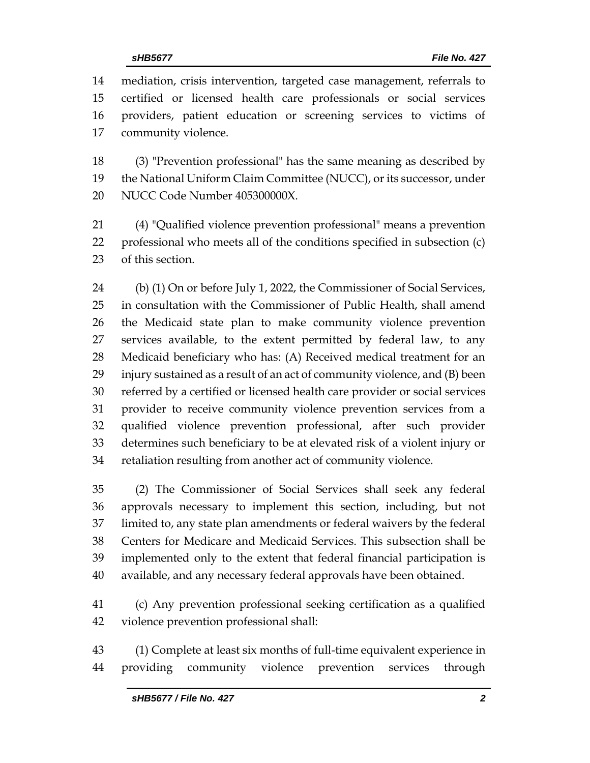mediation, crisis intervention, targeted case management, referrals to certified or licensed health care professionals or social services providers, patient education or screening services to victims of community violence.

(3) "Prevention professional" has the same meaning as described by the National Uniform Claim Committee (NUCC), or its successor, under NUCC Code Number 405300000X.

(4) "Qualified violence prevention professional" means a prevention professional who meets all of the conditions specified in subsection (c) of this section.

(b) (1) On or before July 1, 2022, the Commissioner of Social Services, in consultation with the Commissioner of Public Health, shall amend the Medicaid state plan to make community violence prevention services available, to the extent permitted by federal law, to any Medicaid beneficiary who has: (A) Received medical treatment for an injury sustained as a result of an act of community violence, and (B) been referred by a certified or licensed health care provider or social services provider to receive community violence prevention services from a qualified violence prevention professional, after such provider determines such beneficiary to be at elevated risk of a violent injury or retaliation resulting from another act of community violence.

(2) The Commissioner of Social Services shall seek any federal approvals necessary to implement this section, including, but not limited to, any state plan amendments or federal waivers by the federal Centers for Medicare and Medicaid Services. This subsection shall be implemented only to the extent that federal financial participation is available, and any necessary federal approvals have been obtained.

(c) Any prevention professional seeking certification as a qualified violence prevention professional shall:

(1) Complete at least six months of full-time equivalent experience in providing community violence prevention services through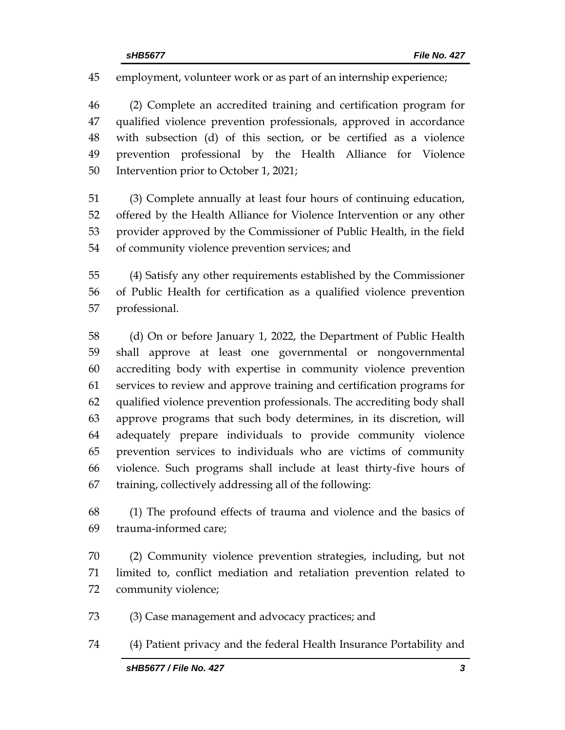employment, volunteer work or as part of an internship experience;

(2) Complete an accredited training and certification program for qualified violence prevention professionals, approved in accordance with subsection (d) of this section, or be certified as a violence prevention professional by the Health Alliance for Violence Intervention prior to October 1, 2021;

(3) Complete annually at least four hours of continuing education, offered by the Health Alliance for Violence Intervention or any other provider approved by the Commissioner of Public Health, in the field of community violence prevention services; and

(4) Satisfy any other requirements established by the Commissioner of Public Health for certification as a qualified violence prevention professional.

(d) On or before January 1, 2022, the Department of Public Health shall approve at least one governmental or nongovernmental accrediting body with expertise in community violence prevention services to review and approve training and certification programs for qualified violence prevention professionals. The accrediting body shall approve programs that such body determines, in its discretion, will adequately prepare individuals to provide community violence prevention services to individuals who are victims of community violence. Such programs shall include at least thirty-five hours of training, collectively addressing all of the following:

(1) The profound effects of trauma and violence and the basics of trauma-informed care;

(2) Community violence prevention strategies, including, but not limited to, conflict mediation and retaliation prevention related to community violence;

(3) Case management and advocacy practices; and

(4) Patient privacy and the federal Health Insurance Portability and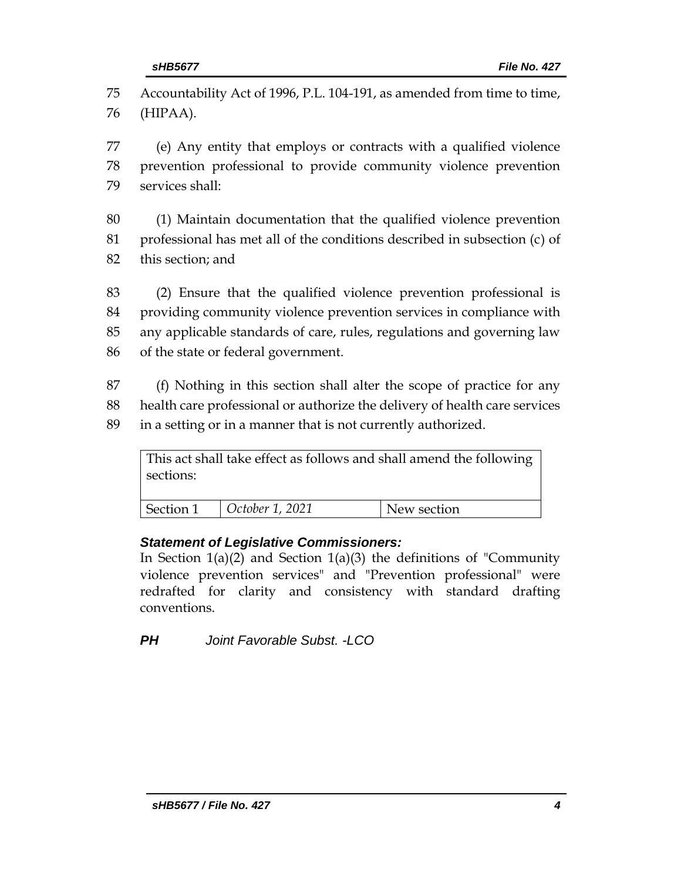Accountability Act of 1996, P.L. 104-191, as amended from time to time, (HIPAA).

(e) Any entity that employs or contracts with a qualified violence prevention professional to provide community violence prevention services shall:

(1) Maintain documentation that the qualified violence prevention professional has met all of the conditions described in subsection (c) of this section; and

(2) Ensure that the qualified violence prevention professional is providing community violence prevention services in compliance with any applicable standards of care, rules, regulations and governing law of the state or federal government.

(f) Nothing in this section shall alter the scope of practice for any health care professional or authorize the delivery of health care services in a setting or in a manner that is not currently authorized.

| This act shall take effect as follows and shall amend the following sections: | | |
|---|---|---|
| Section 1 | *October 1, 2021* | New section |

***Statement of Legislative Commissioners:***

In Section 1(a)(2) and Section 1(a)(3) the definitions of "Community violence prevention services" and "Prevention professional" were redrafted for clarity and consistency with standard drafting conventions.

***PH*** *Joint Favorable Subst. -LCO*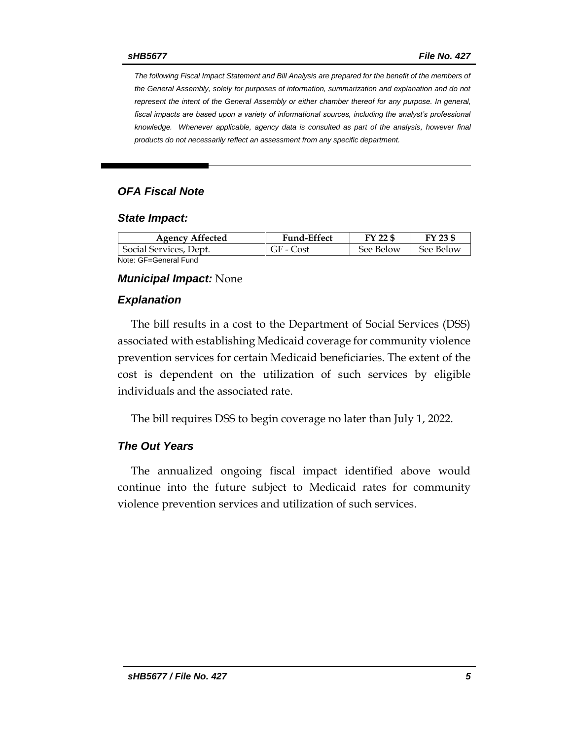*The following Fiscal Impact Statement and Bill Analysis are prepared for the benefit of the members of the General Assembly, solely for purposes of information, summarization and explanation and do not represent the intent of the General Assembly or either chamber thereof for any purpose. In general, fiscal impacts are based upon a variety of informational sources, including the analyst's professional knowledge. Whenever applicable, agency data is consulted as part of the analysis, however final products do not necessarily reflect an assessment from any specific department.*

### *OFA Fiscal Note*

#### *State Impact:*

| Agency Affected | Fund-Effect | FY 22 $ | FY 23 $ |
|---|---|---|---|
| Social Services, Dept. | GF - Cost | See Below | See Below |

Note: GF=General Fund

#### ***Municipal Impact:*** None

#### *Explanation*

The bill results in a cost to the Department of Social Services (DSS) associated with establishing Medicaid coverage for community violence prevention services for certain Medicaid beneficiaries. The extent of the cost is dependent on the utilization of such services by eligible individuals and the associated rate.

The bill requires DSS to begin coverage no later than July 1, 2022.

#### *The Out Years*

The annualized ongoing fiscal impact identified above would continue into the future subject to Medicaid rates for community violence prevention services and utilization of such services.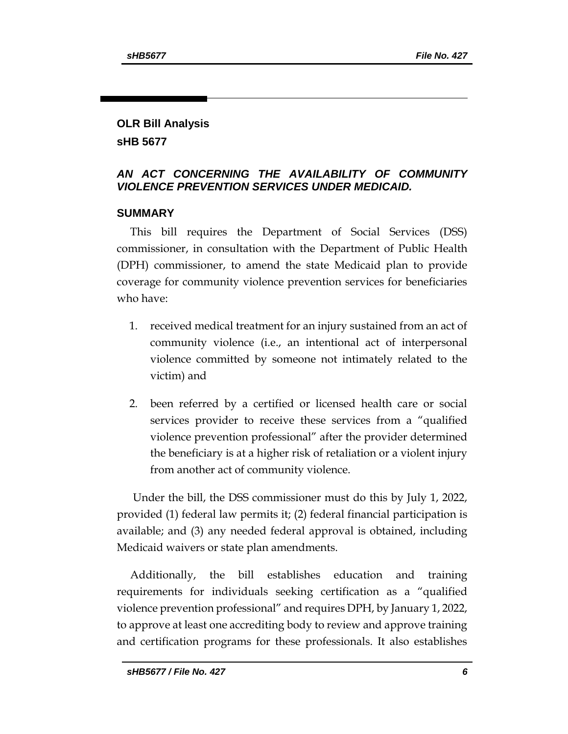## OLR Bill Analysis

## sHB 5677

### *AN ACT CONCERNING THE AVAILABILITY OF COMMUNITY VIOLENCE PREVENTION SERVICES UNDER MEDICAID.*

### SUMMARY

This bill requires the Department of Social Services (DSS) commissioner, in consultation with the Department of Public Health (DPH) commissioner, to amend the state Medicaid plan to provide coverage for community violence prevention services for beneficiaries who have:

1. received medical treatment for an injury sustained from an act of community violence (i.e., an intentional act of interpersonal violence committed by someone not intimately related to the victim) and
2. been referred by a certified or licensed health care or social services provider to receive these services from a "qualified violence prevention professional" after the provider determined the beneficiary is at a higher risk of retaliation or a violent injury from another act of community violence.

Under the bill, the DSS commissioner must do this by July 1, 2022, provided (1) federal law permits it; (2) federal financial participation is available; and (3) any needed federal approval is obtained, including Medicaid waivers or state plan amendments.

Additionally, the bill establishes education and training requirements for individuals seeking certification as a "qualified violence prevention professional" and requires DPH, by January 1, 2022, to approve at least one accrediting body to review and approve training and certification programs for these professionals. It also establishes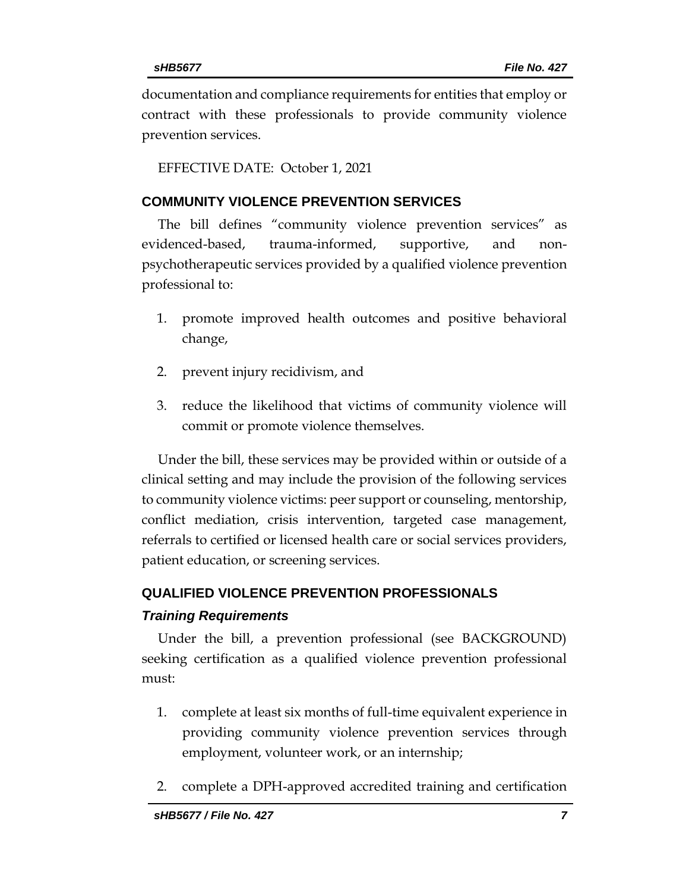documentation and compliance requirements for entities that employ or contract with these professionals to provide community violence prevention services.

EFFECTIVE DATE: October 1, 2021

## COMMUNITY VIOLENCE PREVENTION SERVICES

The bill defines "community violence prevention services" as evidenced-based, trauma-informed, supportive, and non-psychotherapeutic services provided by a qualified violence prevention professional to:

1. promote improved health outcomes and positive behavioral change,
2. prevent injury recidivism, and
3. reduce the likelihood that victims of community violence will commit or promote violence themselves.

Under the bill, these services may be provided within or outside of a clinical setting and may include the provision of the following services to community violence victims: peer support or counseling, mentorship, conflict mediation, crisis intervention, targeted case management, referrals to certified or licensed health care or social services providers, patient education, or screening services.

## QUALIFIED VIOLENCE PREVENTION PROFESSIONALS

### *Training Requirements*

Under the bill, a prevention professional (see BACKGROUND) seeking certification as a qualified violence prevention professional must:

1. complete at least six months of full-time equivalent experience in providing community violence prevention services through employment, volunteer work, or an internship;
2. complete a DPH-approved accredited training and certification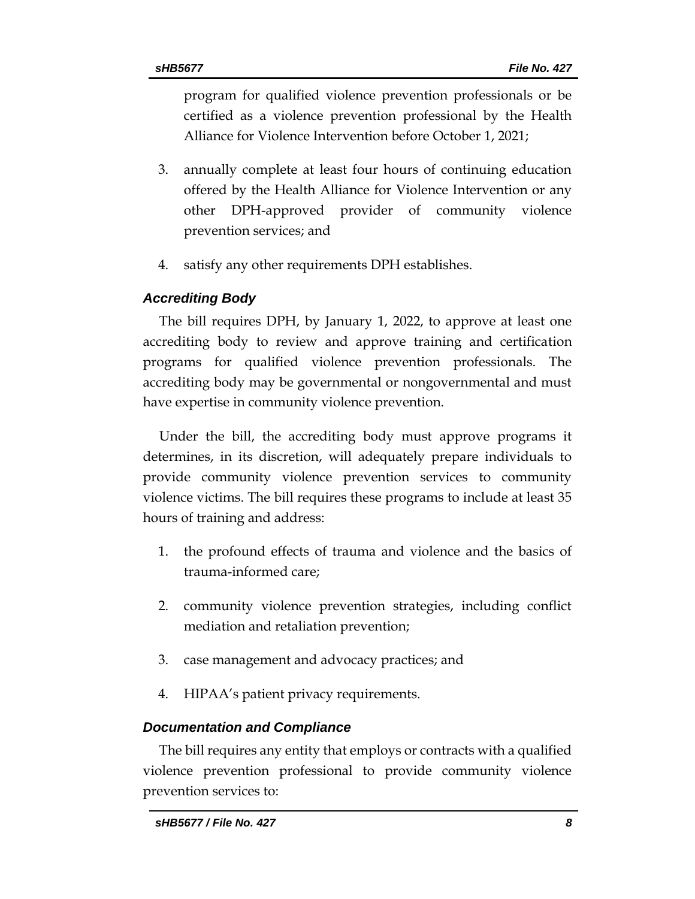program for qualified violence prevention professionals or be certified as a violence prevention professional by the Health Alliance for Violence Intervention before October 1, 2021;

3. annually complete at least four hours of continuing education offered by the Health Alliance for Violence Intervention or any other DPH-approved provider of community violence prevention services; and

4. satisfy any other requirements DPH establishes.

### *Accrediting Body*

The bill requires DPH, by January 1, 2022, to approve at least one accrediting body to review and approve training and certification programs for qualified violence prevention professionals. The accrediting body may be governmental or nongovernmental and must have expertise in community violence prevention.

Under the bill, the accrediting body must approve programs it determines, in its discretion, will adequately prepare individuals to provide community violence prevention services to community violence victims. The bill requires these programs to include at least 35 hours of training and address:

1. the profound effects of trauma and violence and the basics of trauma-informed care;

2. community violence prevention strategies, including conflict mediation and retaliation prevention;

3. case management and advocacy practices; and

4. HIPAA's patient privacy requirements.

### *Documentation and Compliance*

The bill requires any entity that employs or contracts with a qualified violence prevention professional to provide community violence prevention services to: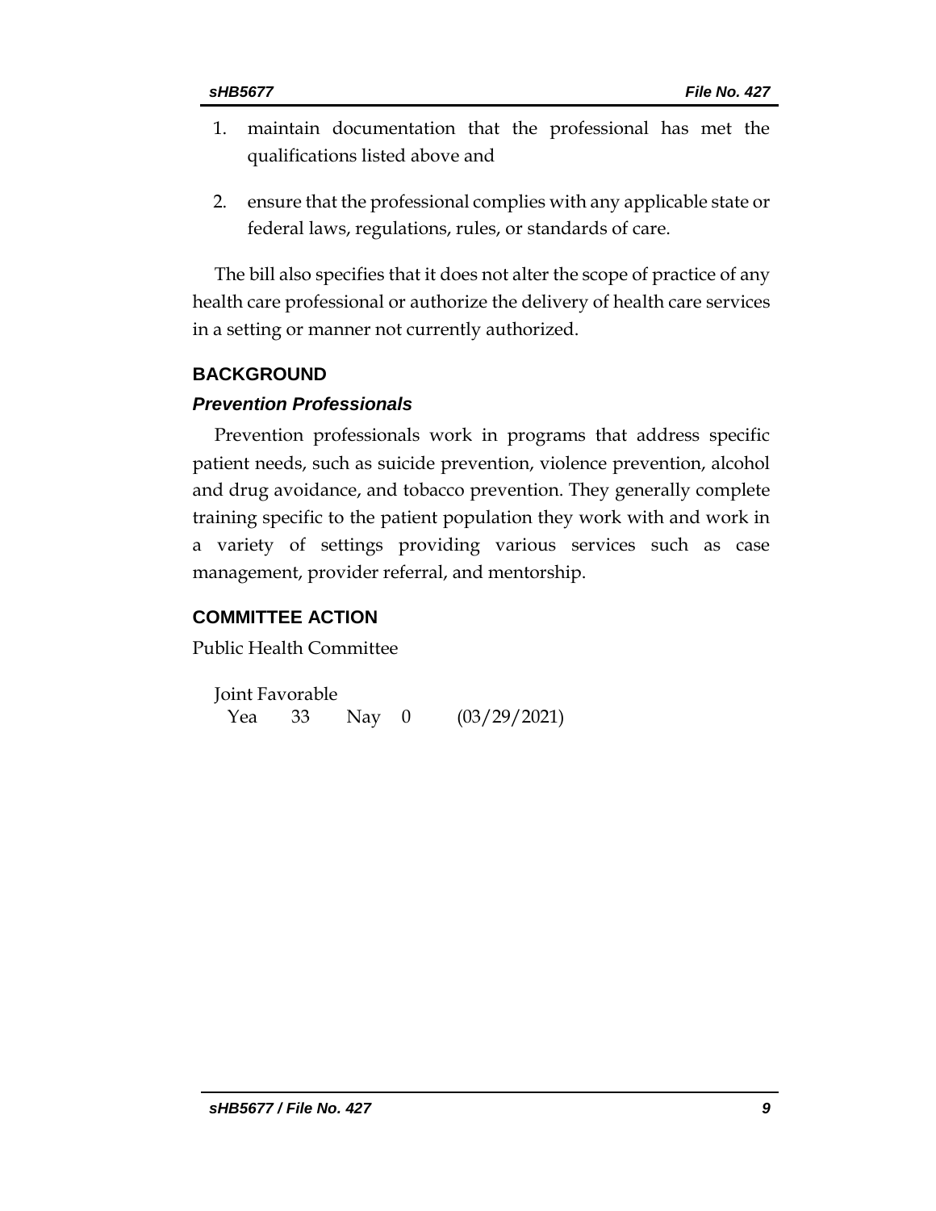1. maintain documentation that the professional has met the qualifications listed above and
2. ensure that the professional complies with any applicable state or federal laws, regulations, rules, or standards of care.

The bill also specifies that it does not alter the scope of practice of any health care professional or authorize the delivery of health care services in a setting or manner not currently authorized.

## BACKGROUND

### *Prevention Professionals*

Prevention professionals work in programs that address specific patient needs, such as suicide prevention, violence prevention, alcohol and drug avoidance, and tobacco prevention. They generally complete training specific to the patient population they work with and work in a variety of settings providing various services such as case management, provider referral, and mentorship.

## COMMITTEE ACTION

Public Health Committee

Joint Favorable
Yea 33 Nay 0 (03/29/2021)